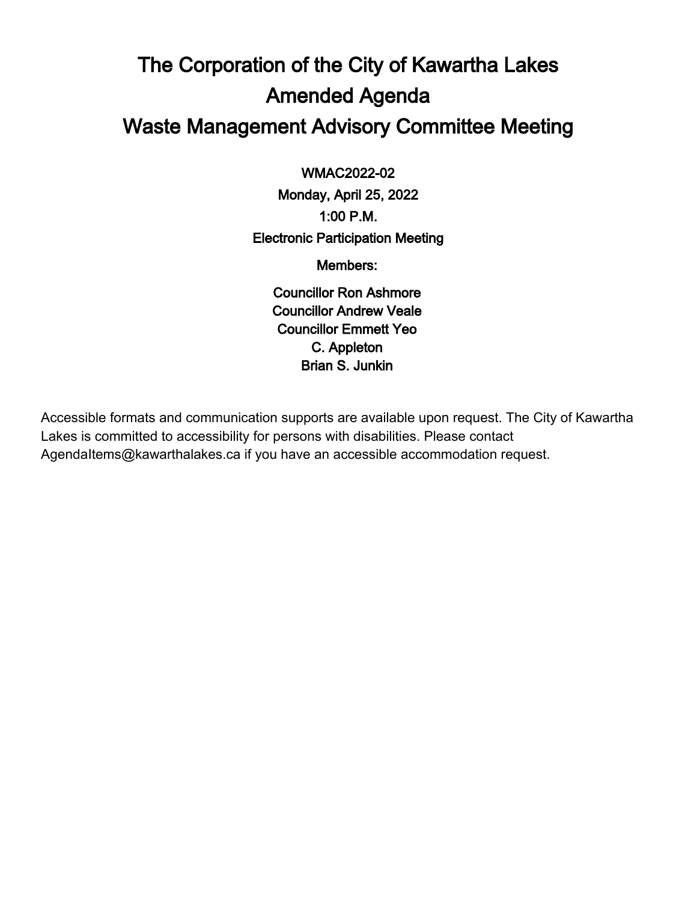# The Corporation of the City of Kawartha Lakes
# Amended Agenda
# Waste Management Advisory Committee Meeting

WMAC2022-02
Monday, April 25, 2022
1:00 P.M.
Electronic Participation Meeting

Members:

Councillor Ron Ashmore
Councillor Andrew Veale
Councillor Emmett Yeo
C. Appleton
Brian S. Junkin

Accessible formats and communication supports are available upon request. The City of Kawartha Lakes is committed to accessibility for persons with disabilities. Please contact AgendaItems@kawarthalakes.ca if you have an accessible accommodation request.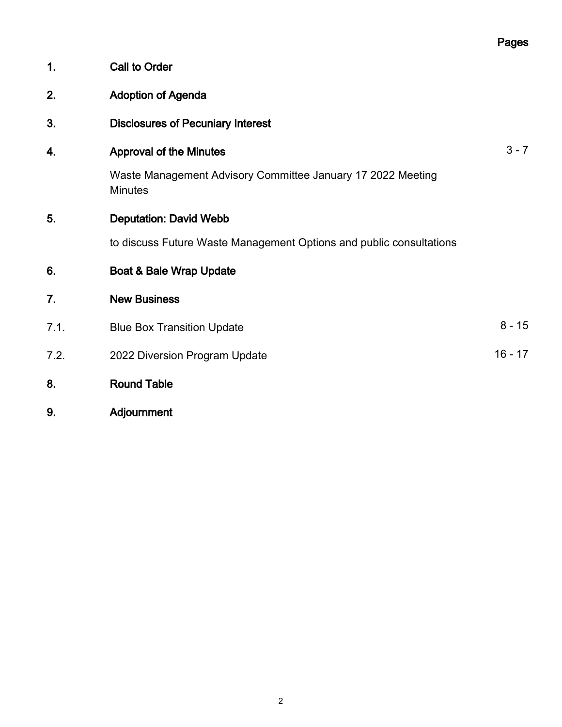| | | Pages |
|---|---|---|
| **1.** | **Call to Order** | |
| **2.** | **Adoption of Agenda** | |
| **3.** | **Disclosures of Pecuniary Interest** | |
| **4.** | **Approval of the Minutes** | 3 - 7 |
| | Waste Management Advisory Committee January 17 2022 Meeting Minutes | |
| **5.** | **Deputation: David Webb** | |
| | to discuss Future Waste Management Options and public consultations | |
| **6.** | **Boat & Bale Wrap Update** | |
| **7.** | **New Business** | |
| 7.1. | Blue Box Transition Update | 8 - 15 |
| 7.2. | 2022 Diversion Program Update | 16 - 17 |
| **8.** | **Round Table** | |
| **9.** | **Adjournment** | |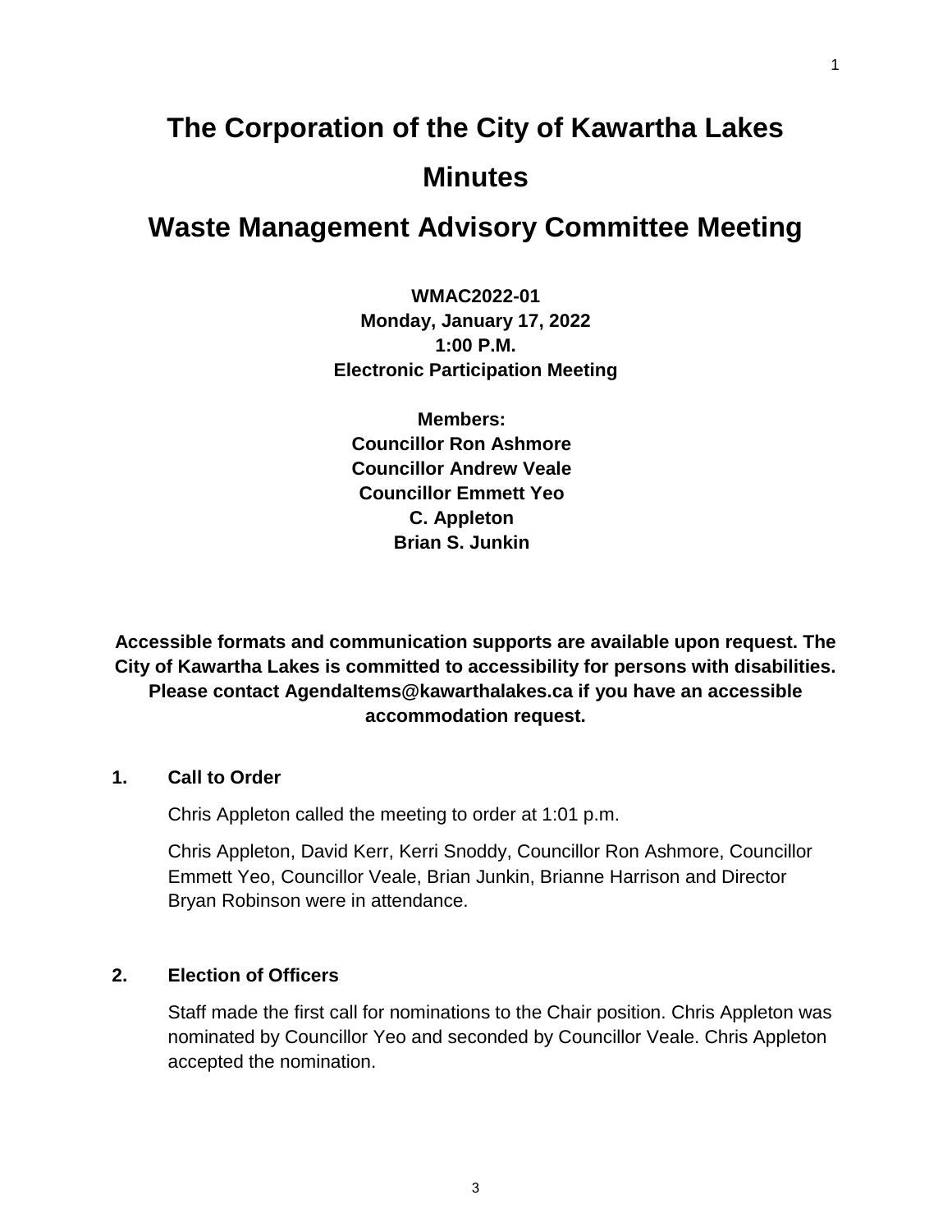# The Corporation of the City of Kawartha Lakes

# Minutes

# Waste Management Advisory Committee Meeting

**WMAC2022-01**
**Monday, January 17, 2022**
**1:00 P.M.**
**Electronic Participation Meeting**

**Members:**
**Councillor Ron Ashmore**
**Councillor Andrew Veale**
**Councillor Emmett Yeo**
**C. Appleton**
**Brian S. Junkin**

**Accessible formats and communication supports are available upon request. The City of Kawartha Lakes is committed to accessibility for persons with disabilities. Please contact AgendaItems@kawarthalakes.ca if you have an accessible accommodation request.**

## 1. Call to Order

Chris Appleton called the meeting to order at 1:01 p.m.

Chris Appleton, David Kerr, Kerri Snoddy, Councillor Ron Ashmore, Councillor Emmett Yeo, Councillor Veale, Brian Junkin, Brianne Harrison and Director Bryan Robinson were in attendance.

## 2. Election of Officers

Staff made the first call for nominations to the Chair position. Chris Appleton was nominated by Councillor Yeo and seconded by Councillor Veale. Chris Appleton accepted the nomination.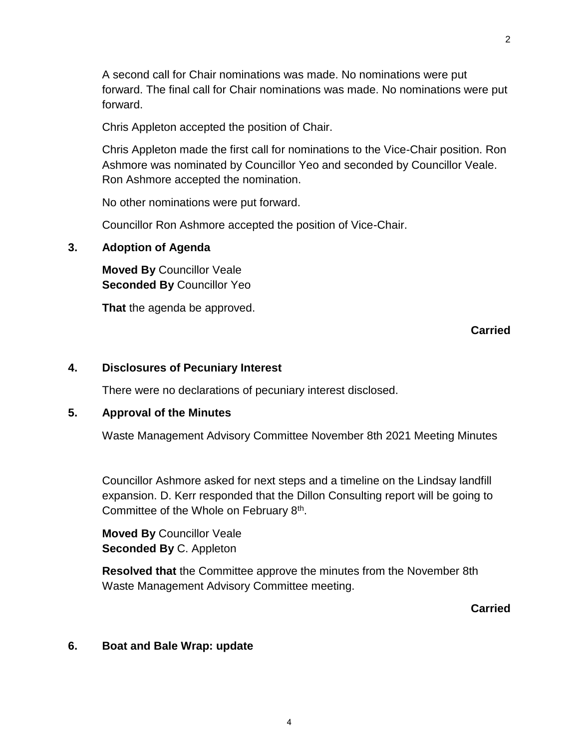A second call for Chair nominations was made. No nominations were put forward. The final call for Chair nominations was made. No nominations were put forward.

Chris Appleton accepted the position of Chair.

Chris Appleton made the first call for nominations to the Vice-Chair position. Ron Ashmore was nominated by Councillor Yeo and seconded by Councillor Veale. Ron Ashmore accepted the nomination.

No other nominations were put forward.

Councillor Ron Ashmore accepted the position of Vice-Chair.

## 3. Adoption of Agenda

**Moved By** Councillor Veale
**Seconded By** Councillor Yeo

**That** the agenda be approved.

**Carried**

## 4. Disclosures of Pecuniary Interest

There were no declarations of pecuniary interest disclosed.

## 5. Approval of the Minutes

Waste Management Advisory Committee November 8th 2021 Meeting Minutes

Councillor Ashmore asked for next steps and a timeline on the Lindsay landfill expansion. D. Kerr responded that the Dillon Consulting report will be going to Committee of the Whole on February 8th.

**Moved By** Councillor Veale
**Seconded By** C. Appleton

**Resolved that** the Committee approve the minutes from the November 8th Waste Management Advisory Committee meeting.

**Carried**

## 6. Boat and Bale Wrap: update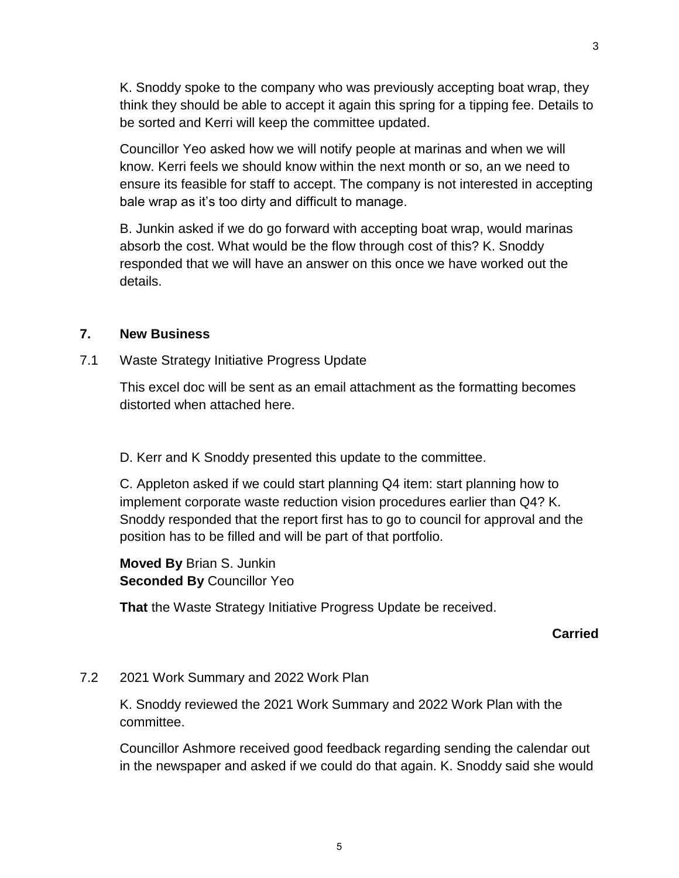K. Snoddy spoke to the company who was previously accepting boat wrap, they think they should be able to accept it again this spring for a tipping fee. Details to be sorted and Kerri will keep the committee updated.

Councillor Yeo asked how we will notify people at marinas and when we will know. Kerri feels we should know within the next month or so, an we need to ensure its feasible for staff to accept. The company is not interested in accepting bale wrap as it's too dirty and difficult to manage.

B. Junkin asked if we do go forward with accepting boat wrap, would marinas absorb the cost. What would be the flow through cost of this? K. Snoddy responded that we will have an answer on this once we have worked out the details.

## 7. New Business

7.1 Waste Strategy Initiative Progress Update

This excel doc will be sent as an email attachment as the formatting becomes distorted when attached here.

D. Kerr and K Snoddy presented this update to the committee.

C. Appleton asked if we could start planning Q4 item: start planning how to implement corporate waste reduction vision procedures earlier than Q4? K. Snoddy responded that the report first has to go to council for approval and the position has to be filled and will be part of that portfolio.

**Moved By** Brian S. Junkin
**Seconded By** Councillor Yeo

**That** the Waste Strategy Initiative Progress Update be received.

**Carried**

7.2 2021 Work Summary and 2022 Work Plan

K. Snoddy reviewed the 2021 Work Summary and 2022 Work Plan with the committee.

Councillor Ashmore received good feedback regarding sending the calendar out in the newspaper and asked if we could do that again. K. Snoddy said she would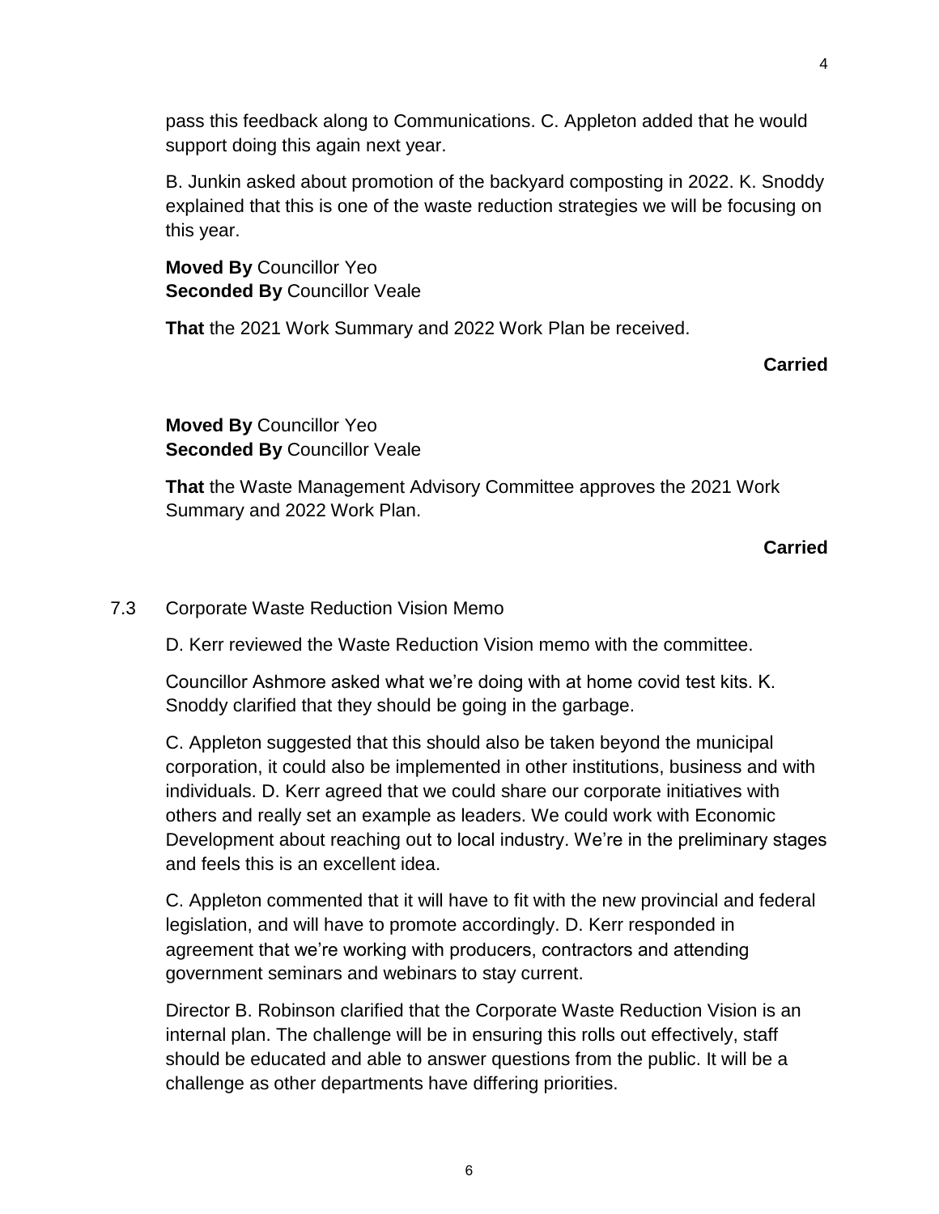pass this feedback along to Communications. C. Appleton added that he would support doing this again next year.

B. Junkin asked about promotion of the backyard composting in 2022. K. Snoddy explained that this is one of the waste reduction strategies we will be focusing on this year.

**Moved By** Councillor Yeo
**Seconded By** Councillor Veale

**That** the 2021 Work Summary and 2022 Work Plan be received.

**Carried**

**Moved By** Councillor Yeo
**Seconded By** Councillor Veale

**That** the Waste Management Advisory Committee approves the 2021 Work Summary and 2022 Work Plan.

**Carried**

7.3 Corporate Waste Reduction Vision Memo

D. Kerr reviewed the Waste Reduction Vision memo with the committee.

Councillor Ashmore asked what we're doing with at home covid test kits. K. Snoddy clarified that they should be going in the garbage.

C. Appleton suggested that this should also be taken beyond the municipal corporation, it could also be implemented in other institutions, business and with individuals. D. Kerr agreed that we could share our corporate initiatives with others and really set an example as leaders. We could work with Economic Development about reaching out to local industry. We're in the preliminary stages and feels this is an excellent idea.

C. Appleton commented that it will have to fit with the new provincial and federal legislation, and will have to promote accordingly. D. Kerr responded in agreement that we're working with producers, contractors and attending government seminars and webinars to stay current.

Director B. Robinson clarified that the Corporate Waste Reduction Vision is an internal plan. The challenge will be in ensuring this rolls out effectively, staff should be educated and able to answer questions from the public. It will be a challenge as other departments have differing priorities.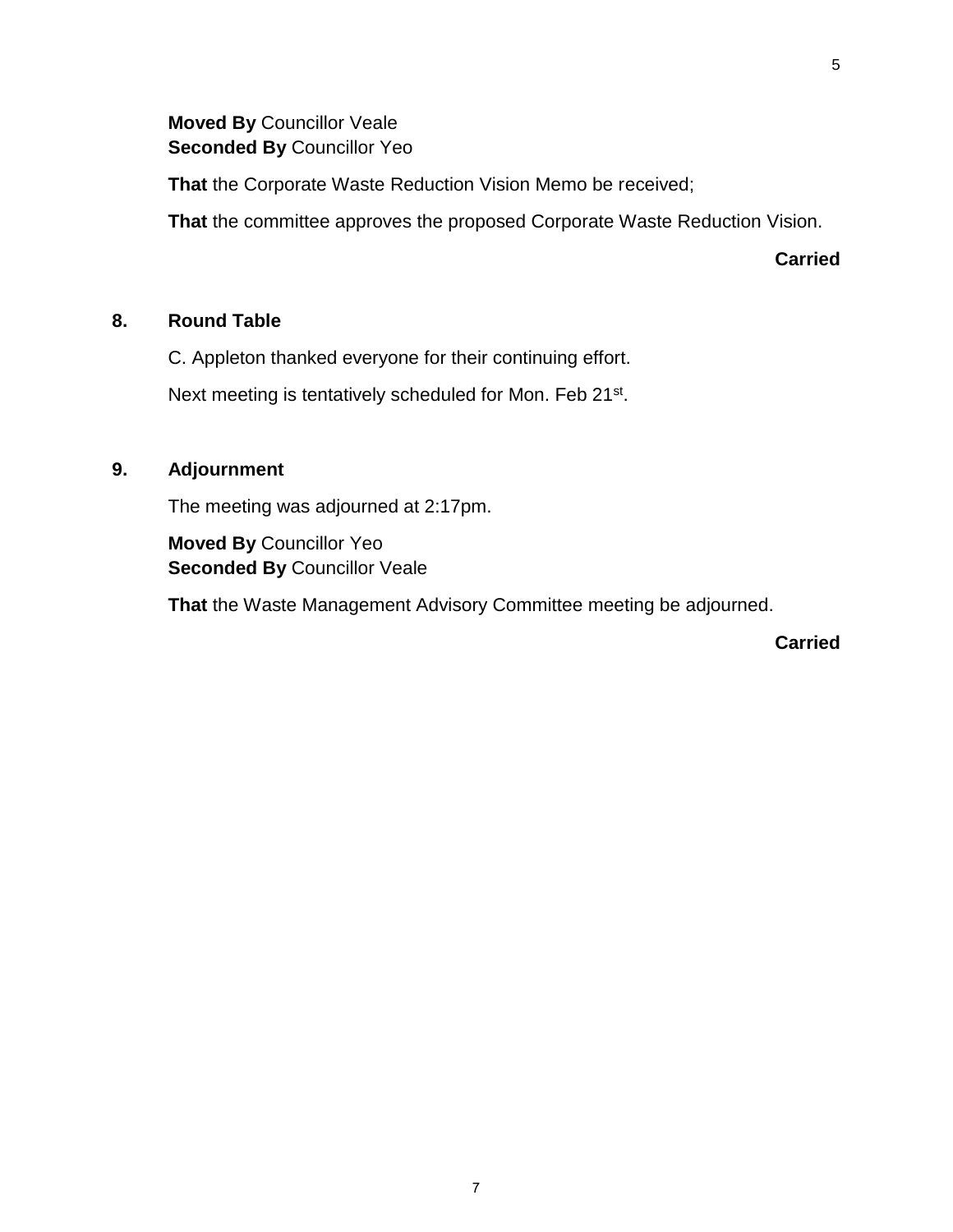**Moved By** Councillor Veale
**Seconded By** Councillor Yeo

**That** the Corporate Waste Reduction Vision Memo be received;

**That** the committee approves the proposed Corporate Waste Reduction Vision.

**Carried**

## 8. Round Table

C. Appleton thanked everyone for their continuing effort.

Next meeting is tentatively scheduled for Mon. Feb 21st.

## 9. Adjournment

The meeting was adjourned at 2:17pm.

**Moved By** Councillor Yeo
**Seconded By** Councillor Veale

**That** the Waste Management Advisory Committee meeting be adjourned.

**Carried**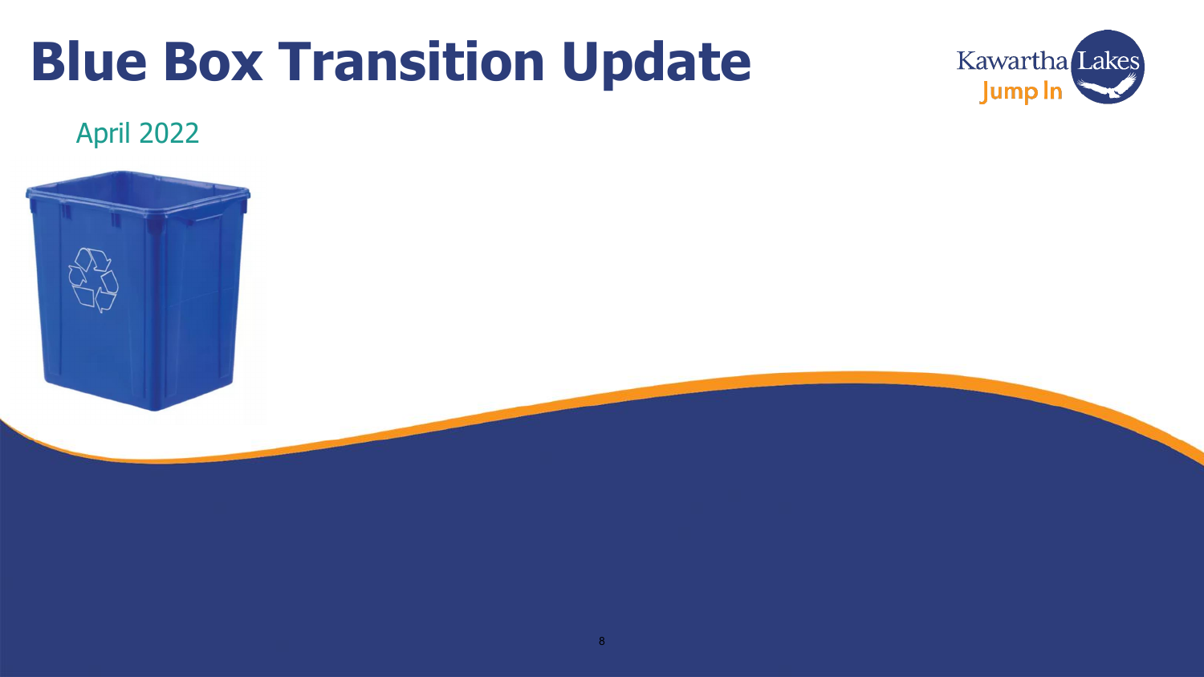# Blue Box Transition Update

April 2022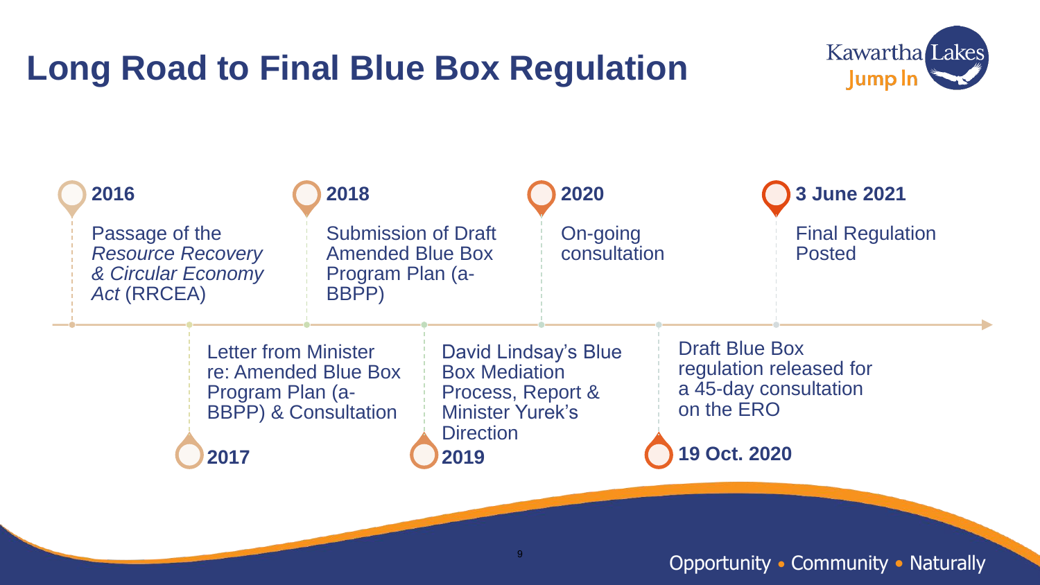# Long Road to Final Blue Box Regulation

- **2016** – Passage of the *Resource Recovery & Circular Economy Act* (RRCEA)
- **2017** – Letter from Minister re: Amended Blue Box Program Plan (a-BBPP) & Consultation
- **2018** – Submission of Draft Amended Blue Box Program Plan (a-BBPP)
- **2019** – David Lindsay's Blue Box Mediation Process, Report & Minister Yurek's Direction
- **2020** – On-going consultation
- **19 Oct. 2020** – Draft Blue Box regulation released for a 45-day consultation on the ERO
- **3 June 2021** – Final Regulation Posted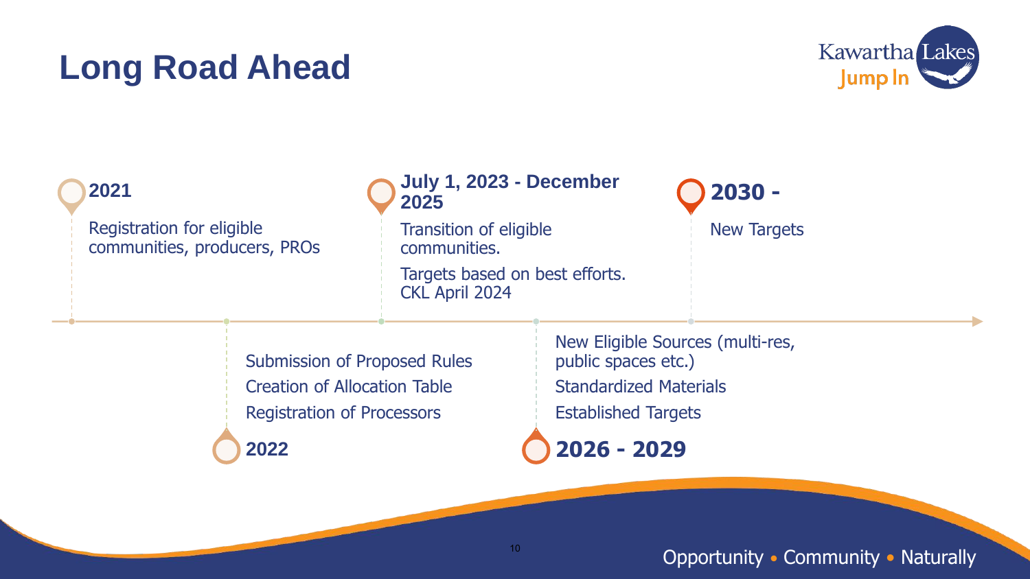# Long Road Ahead

### 2021

Registration for eligible communities, producers, PROs

### 2022

Submission of Proposed Rules

Creation of Allocation Table

Registration of Processors

### July 1, 2023 - December 2025

Transition of eligible communities.

Targets based on best efforts. CKL April 2024

### 2026 - 2029

New Eligible Sources (multi-res, public spaces etc.)

Standardized Materials

Established Targets

### 2030 -

New Targets

Opportunity • Community • Naturally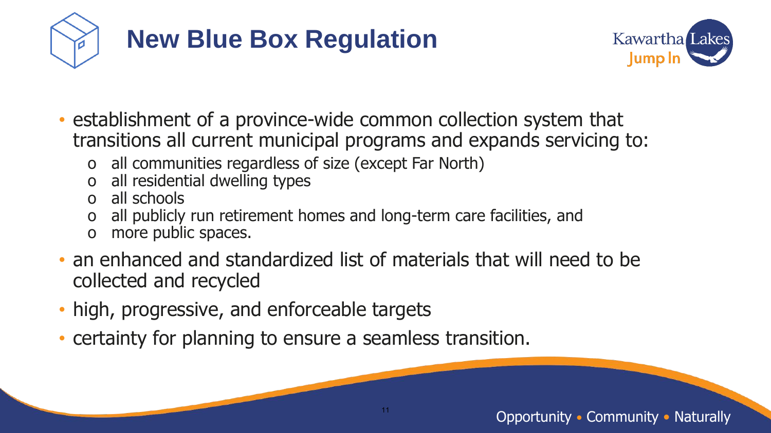# New Blue Box Regulation

- establishment of a province-wide common collection system that transitions all current municipal programs and expands servicing to:
  - all communities regardless of size (except Far North)
  - all residential dwelling types
  - all schools
  - all publicly run retirement homes and long-term care facilities, and
  - more public spaces.
- an enhanced and standardized list of materials that will need to be collected and recycled
- high, progressive, and enforceable targets
- certainty for planning to ensure a seamless transition.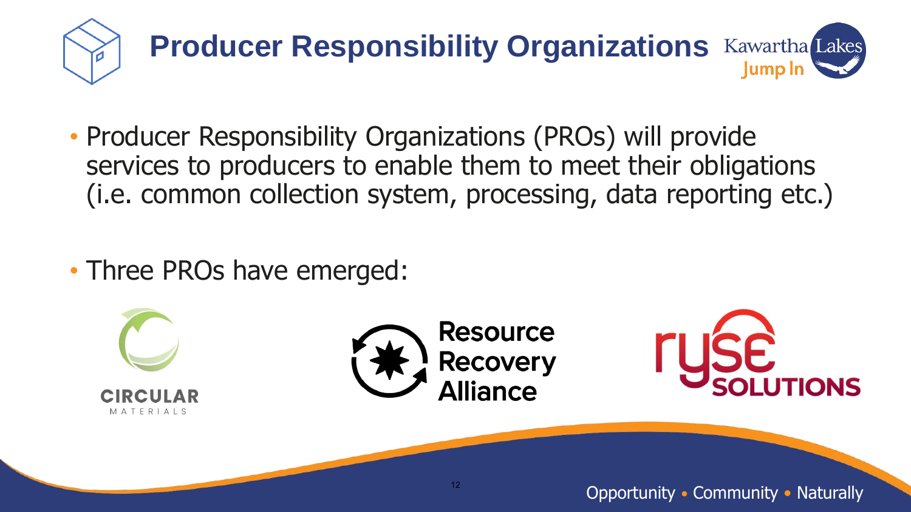# Producer Responsibility Organizations

- Producer Responsibility Organizations (PROs) will provide services to producers to enable them to meet their obligations (i.e. common collection system, processing, data reporting etc.)

- Three PROs have emerged:

CIRCULAR MATERIALS

Resource Recovery Alliance

ryse SOLUTIONS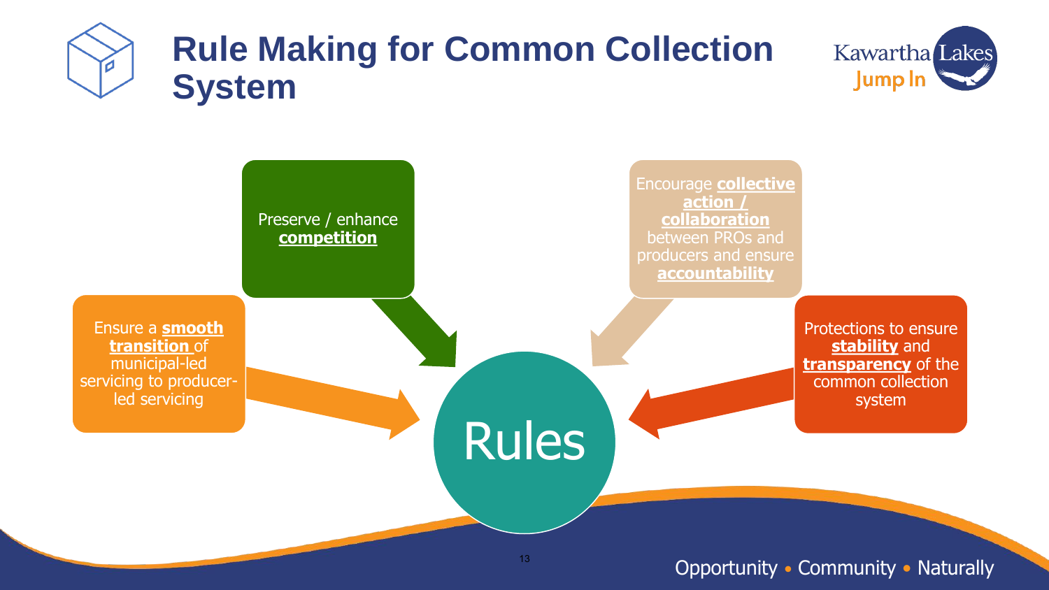# Rule Making for Common Collection System

Preserve / enhance **competition**

Ensure a **smooth transition** of municipal-led servicing to producer-led servicing

Encourage **collective action / collaboration** between PROs and producers and ensure **accountability**

Protections to ensure **stability** and **transparency** of the common collection system

Rules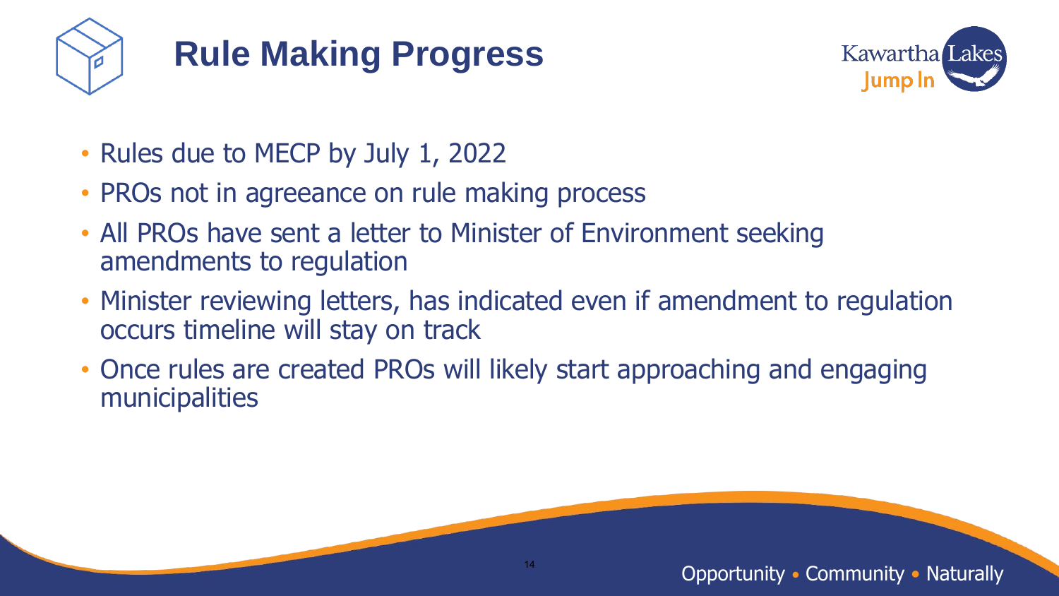# Rule Making Progress

- Rules due to MECP by July 1, 2022
- PROs not in agreeance on rule making process
- All PROs have sent a letter to Minister of Environment seeking amendments to regulation
- Minister reviewing letters, has indicated even if amendment to regulation occurs timeline will stay on track
- Once rules are created PROs will likely start approaching and engaging municipalities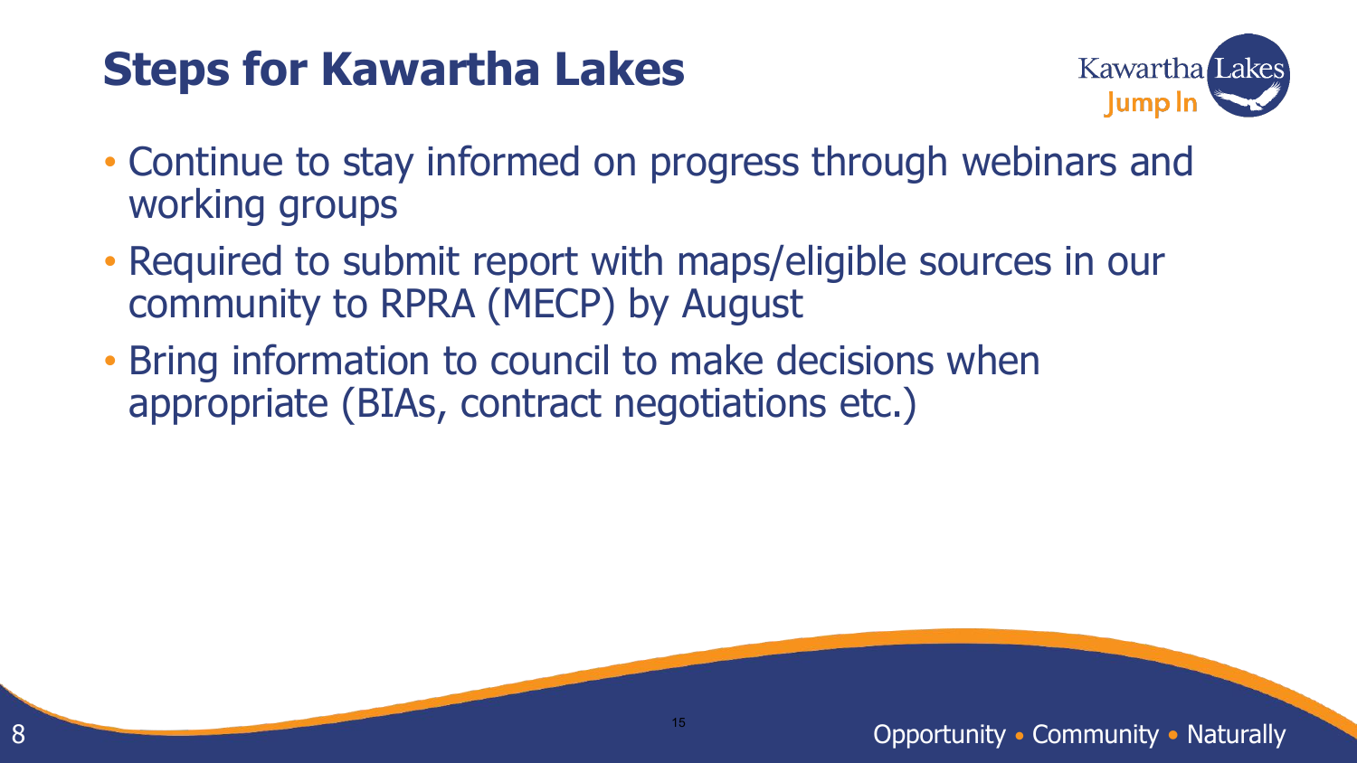# Steps for Kawartha Lakes

- Continue to stay informed on progress through webinars and working groups
- Required to submit report with maps/eligible sources in our community to RPRA (MECP) by August
- Bring information to council to make decisions when appropriate (BIAs, contract negotiations etc.)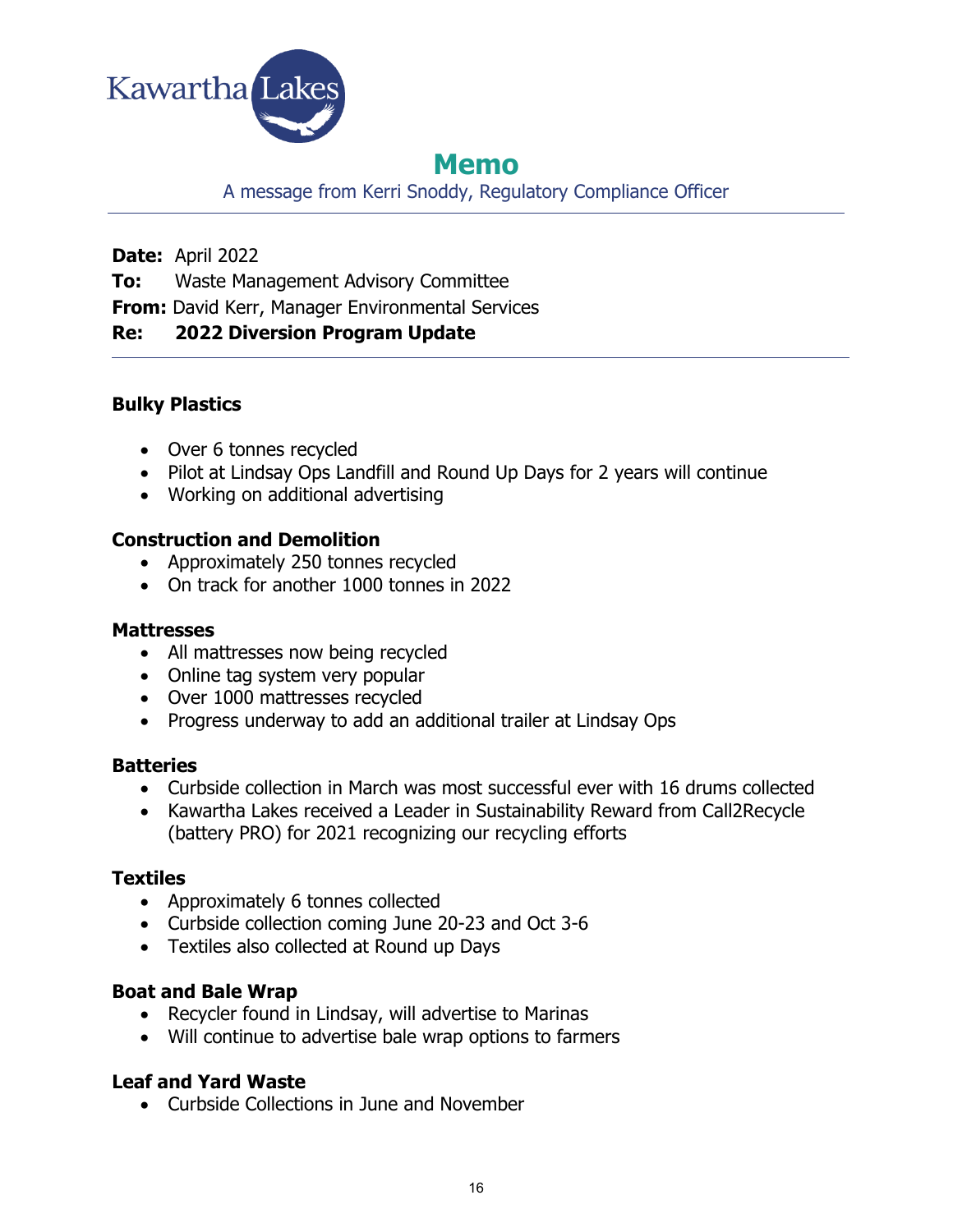Kawartha Lakes

# Memo

A message from Kerri Snoddy, Regulatory Compliance Officer

---

**Date:** April 2022

**To:** Waste Management Advisory Committee

**From:** David Kerr, Manager Environmental Services

**Re: 2022 Diversion Program Update**

---

### Bulky Plastics

- Over 6 tonnes recycled
- Pilot at Lindsay Ops Landfill and Round Up Days for 2 years will continue
- Working on additional advertising

### Construction and Demolition

- Approximately 250 tonnes recycled
- On track for another 1000 tonnes in 2022

### Mattresses

- All mattresses now being recycled
- Online tag system very popular
- Over 1000 mattresses recycled
- Progress underway to add an additional trailer at Lindsay Ops

### Batteries

- Curbside collection in March was most successful ever with 16 drums collected
- Kawartha Lakes received a Leader in Sustainability Reward from Call2Recycle (battery PRO) for 2021 recognizing our recycling efforts

### Textiles

- Approximately 6 tonnes collected
- Curbside collection coming June 20-23 and Oct 3-6
- Textiles also collected at Round up Days

### Boat and Bale Wrap

- Recycler found in Lindsay, will advertise to Marinas
- Will continue to advertise bale wrap options to farmers

### Leaf and Yard Waste

- Curbside Collections in June and November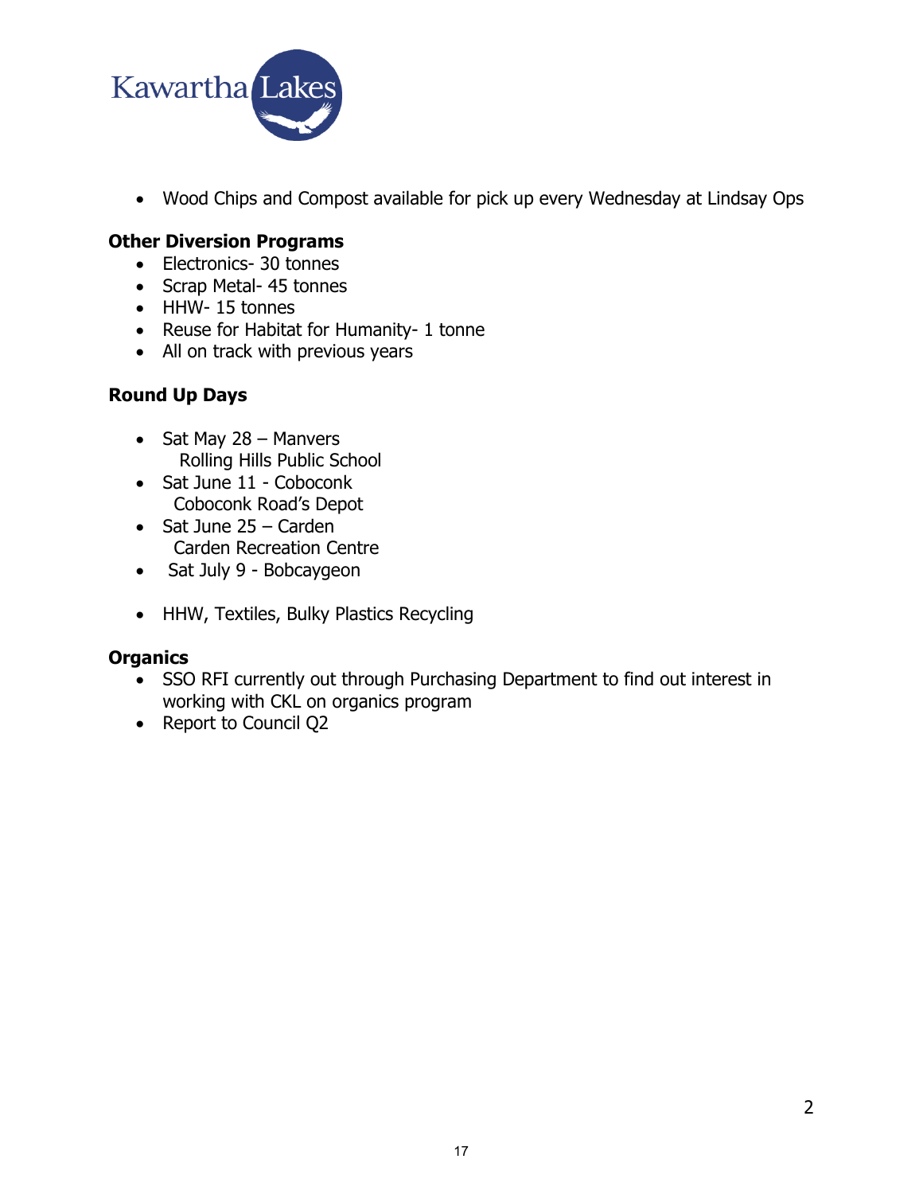- Wood Chips and Compost available for pick up every Wednesday at Lindsay Ops

**Other Diversion Programs**

- Electronics- 30 tonnes
- Scrap Metal- 45 tonnes
- HHW- 15 tonnes
- Reuse for Habitat for Humanity- 1 tonne
- All on track with previous years

**Round Up Days**

- Sat May 28 – Manvers
  Rolling Hills Public School
- Sat June 11 - Coboconk
  Coboconk Road's Depot
- Sat June 25 – Carden
  Carden Recreation Centre
- Sat July 9 - Bobcaygeon

- HHW, Textiles, Bulky Plastics Recycling

**Organics**

- SSO RFI currently out through Purchasing Department to find out interest in working with CKL on organics program
- Report to Council Q2